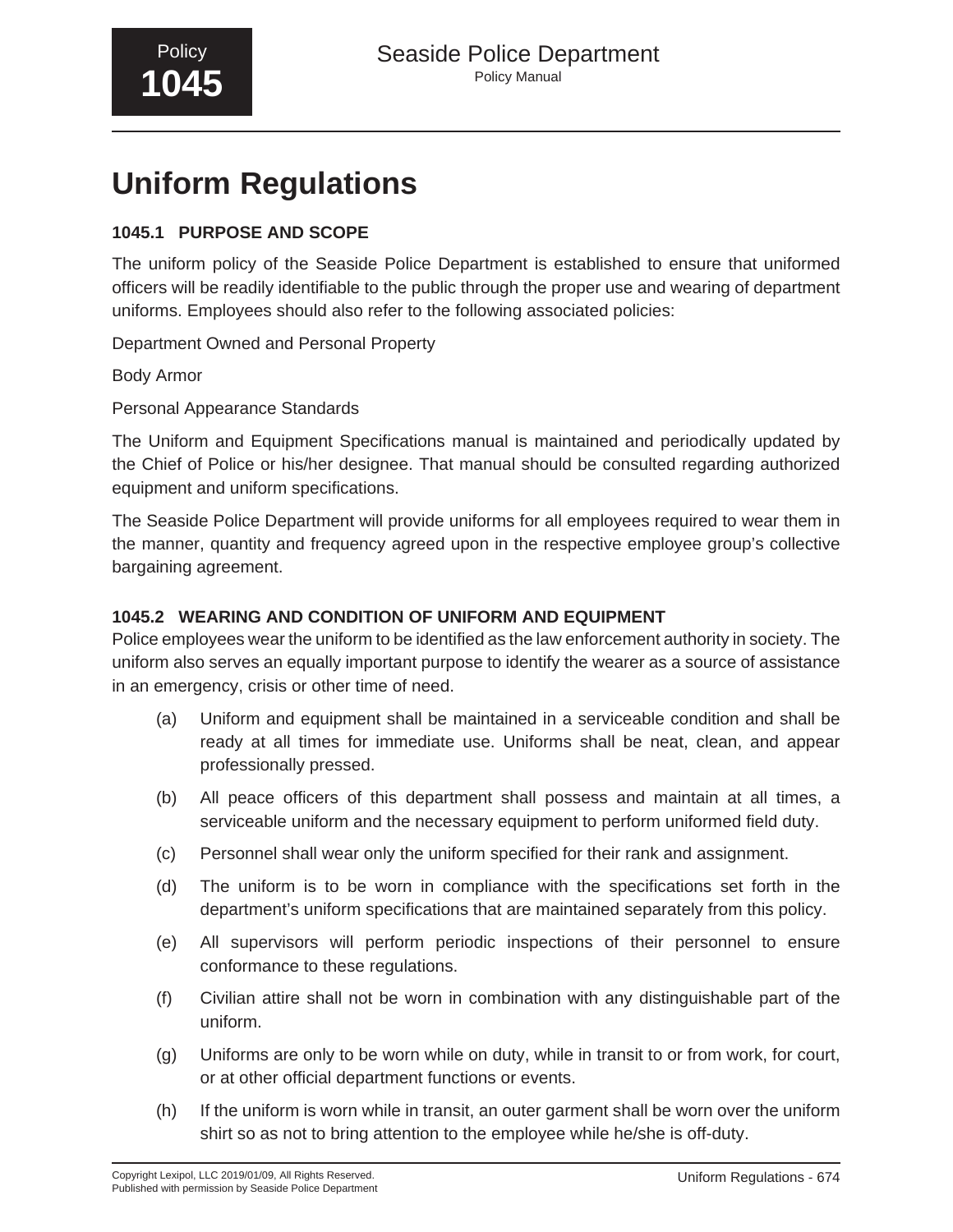# Uniform Regulations

### 1045.1 PURPOSE AND SCOPE

The uniform policy of the Seaside Police Department is established to ensure that uniformed officers will be readily identifiable to the public through the proper use and wearing of department uniforms. Employees should also refer to the following associated policies:

Department Owned and Personal Property

Body Armor

Personal Appearance Standards

The Uniform and Equipment Specifications manual is maintained and periodically updated by the Chief of Police or his/her designee. That manual should be consulted regarding authorized equipment and uniform specifications.

The Seaside Police Department will provide uniforms for all employees required to wear them in the manner, quantity and frequency agreed upon in the respective employee group's collective bargaining agreement.

### 1045.2 WEARING AND CONDITION OF UNIFORM AND EQUIPMENT

Police employees wear the uniform to be identified as the law enforcement authority in society. The uniform also serves an equally important purpose to identify the wearer as a source of assistance in an emergency, crisis or other time of need.

(a) Uniform and equipment shall be maintained in a serviceable condition and shall be ready at all times for immediate use. Uniforms shall be neat, clean, and appear professionally pressed.

(b) All peace officers of this department shall possess and maintain at all times, a serviceable uniform and the necessary equipment to perform uniformed field duty.

(c) Personnel shall wear only the uniform specified for their rank and assignment.

(d) The uniform is to be worn in compliance with the specifications set forth in the department's uniform specifications that are maintained separately from this policy.

(e) All supervisors will perform periodic inspections of their personnel to ensure conformance to these regulations.

(f) Civilian attire shall not be worn in combination with any distinguishable part of the uniform.

(g) Uniforms are only to be worn while on duty, while in transit to or from work, for court, or at other official department functions or events.

(h) If the uniform is worn while in transit, an outer garment shall be worn over the uniform shirt so as not to bring attention to the employee while he/she is off-duty.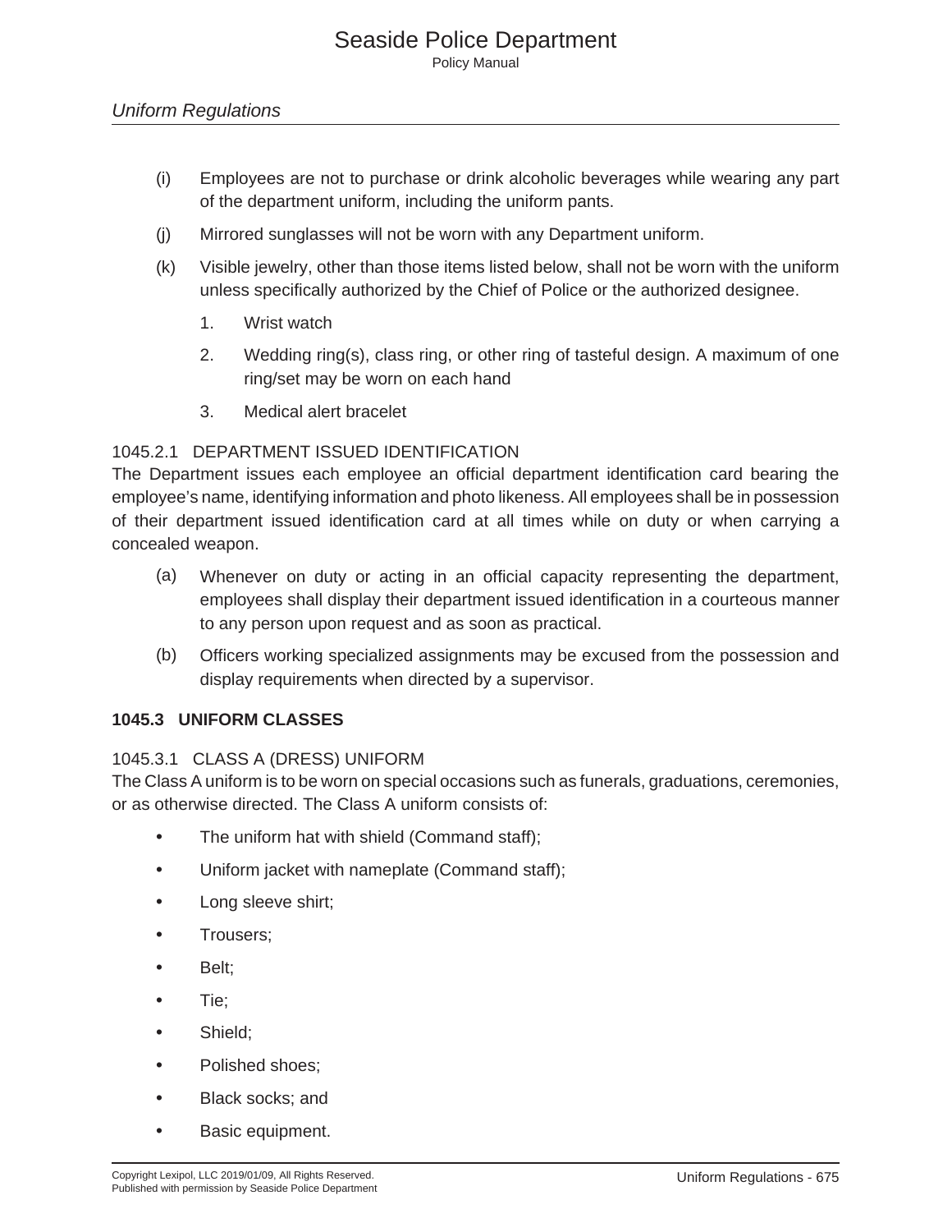(i) Employees are not to purchase or drink alcoholic beverages while wearing any part of the department uniform, including the uniform pants.

(j) Mirrored sunglasses will not be worn with any Department uniform.

(k) Visible jewelry, other than those items listed below, shall not be worn with the uniform unless specifically authorized by the Chief of Police or the authorized designee.

1. Wrist watch
2. Wedding ring(s), class ring, or other ring of tasteful design. A maximum of one ring/set may be worn on each hand
3. Medical alert bracelet

#### 1045.2.1 DEPARTMENT ISSUED IDENTIFICATION

The Department issues each employee an official department identification card bearing the employee's name, identifying information and photo likeness. All employees shall be in possession of their department issued identification card at all times while on duty or when carrying a concealed weapon.

(a) Whenever on duty or acting in an official capacity representing the department, employees shall display their department issued identification in a courteous manner to any person upon request and as soon as practical.

(b) Officers working specialized assignments may be excused from the possession and display requirements when directed by a supervisor.

### 1045.3 UNIFORM CLASSES

#### 1045.3.1 CLASS A (DRESS) UNIFORM

The Class A uniform is to be worn on special occasions such as funerals, graduations, ceremonies, or as otherwise directed. The Class A uniform consists of:

- The uniform hat with shield (Command staff);
- Uniform jacket with nameplate (Command staff);
- Long sleeve shirt;
- Trousers;
- Belt;
- Tie;
- Shield;
- Polished shoes;
- Black socks; and
- Basic equipment.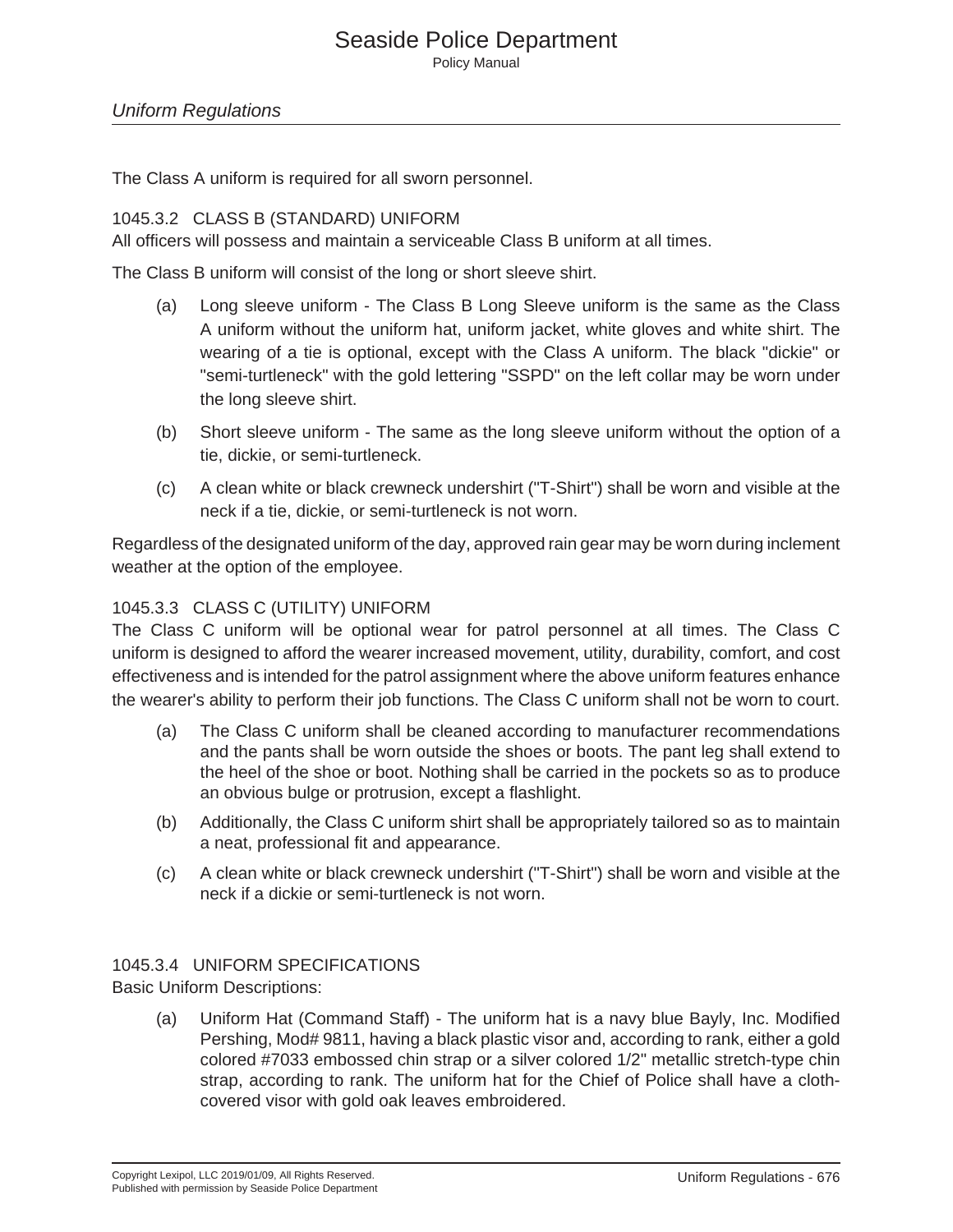The Class A uniform is required for all sworn personnel.

### 1045.3.2 CLASS B (STANDARD) UNIFORM

All officers will possess and maintain a serviceable Class B uniform at all times.

The Class B uniform will consist of the long or short sleeve shirt.

(a) Long sleeve uniform - The Class B Long Sleeve uniform is the same as the Class A uniform without the uniform hat, uniform jacket, white gloves and white shirt. The wearing of a tie is optional, except with the Class A uniform. The black "dickie" or "semi-turtleneck" with the gold lettering "SSPD" on the left collar may be worn under the long sleeve shirt.

(b) Short sleeve uniform - The same as the long sleeve uniform without the option of a tie, dickie, or semi-turtleneck.

(c) A clean white or black crewneck undershirt ("T-Shirt") shall be worn and visible at the neck if a tie, dickie, or semi-turtleneck is not worn.

Regardless of the designated uniform of the day, approved rain gear may be worn during inclement weather at the option of the employee.

### 1045.3.3 CLASS C (UTILITY) UNIFORM

The Class C uniform will be optional wear for patrol personnel at all times. The Class C uniform is designed to afford the wearer increased movement, utility, durability, comfort, and cost effectiveness and is intended for the patrol assignment where the above uniform features enhance the wearer's ability to perform their job functions. The Class C uniform shall not be worn to court.

(a) The Class C uniform shall be cleaned according to manufacturer recommendations and the pants shall be worn outside the shoes or boots. The pant leg shall extend to the heel of the shoe or boot. Nothing shall be carried in the pockets so as to produce an obvious bulge or protrusion, except a flashlight.

(b) Additionally, the Class C uniform shirt shall be appropriately tailored so as to maintain a neat, professional fit and appearance.

(c) A clean white or black crewneck undershirt ("T-Shirt") shall be worn and visible at the neck if a dickie or semi-turtleneck is not worn.

### 1045.3.4 UNIFORM SPECIFICATIONS

Basic Uniform Descriptions:

(a) Uniform Hat (Command Staff) - The uniform hat is a navy blue Bayly, Inc. Modified Pershing, Mod# 9811, having a black plastic visor and, according to rank, either a gold colored #7033 embossed chin strap or a silver colored 1/2" metallic stretch-type chin strap, according to rank. The uniform hat for the Chief of Police shall have a cloth-covered visor with gold oak leaves embroidered.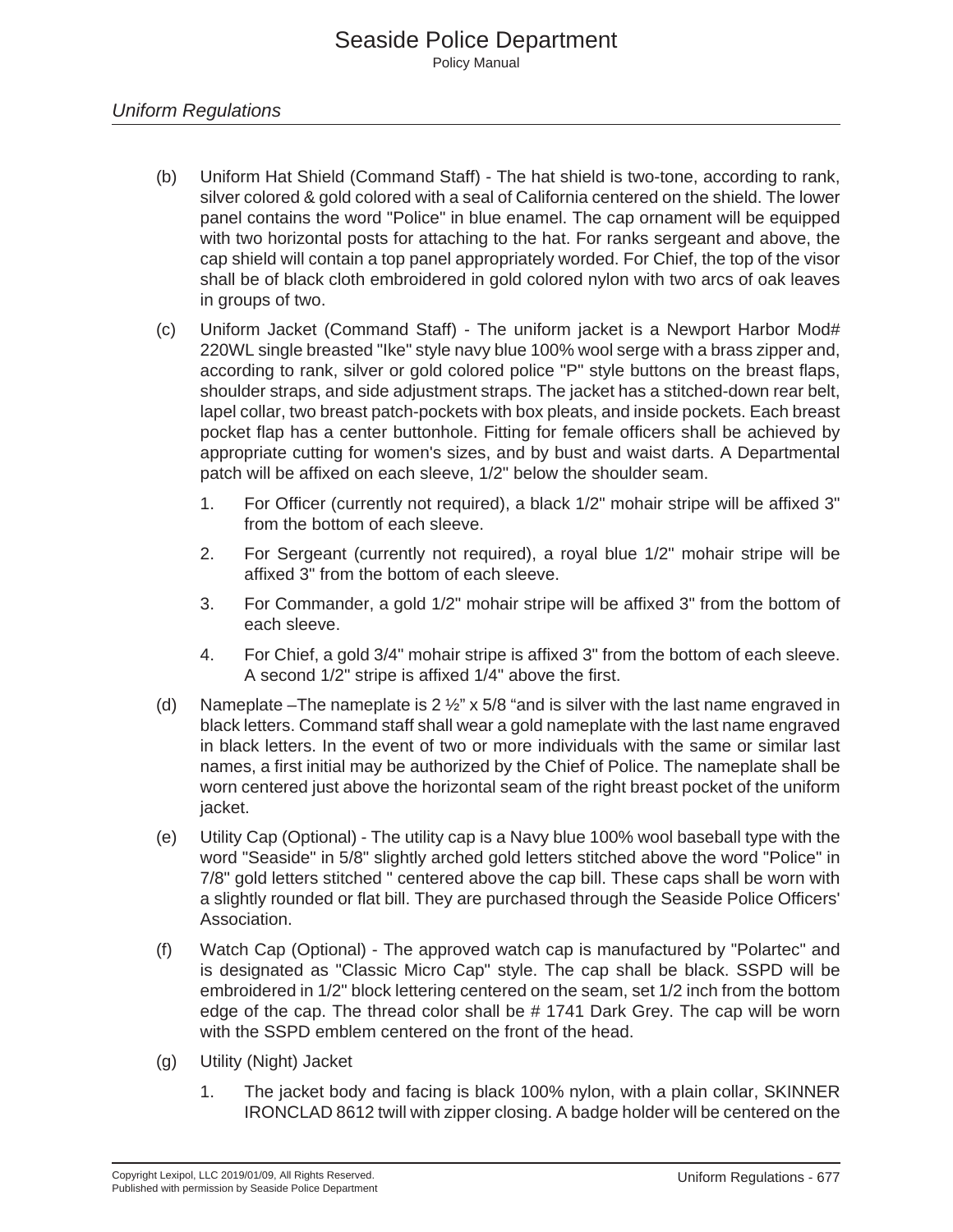*Uniform Regulations*

(b) Uniform Hat Shield (Command Staff) - The hat shield is two-tone, according to rank, silver colored & gold colored with a seal of California centered on the shield. The lower panel contains the word "Police" in blue enamel. The cap ornament will be equipped with two horizontal posts for attaching to the hat. For ranks sergeant and above, the cap shield will contain a top panel appropriately worded. For Chief, the top of the visor shall be of black cloth embroidered in gold colored nylon with two arcs of oak leaves in groups of two.

(c) Uniform Jacket (Command Staff) - The uniform jacket is a Newport Harbor Mod# 220WL single breasted "Ike" style navy blue 100% wool serge with a brass zipper and, according to rank, silver or gold colored police "P" style buttons on the breast flaps, shoulder straps, and side adjustment straps. The jacket has a stitched-down rear belt, lapel collar, two breast patch-pockets with box pleats, and inside pockets. Each breast pocket flap has a center buttonhole. Fitting for female officers shall be achieved by appropriate cutting for women's sizes, and by bust and waist darts. A Departmental patch will be affixed on each sleeve, 1/2" below the shoulder seam.

1. For Officer (currently not required), a black 1/2" mohair stripe will be affixed 3" from the bottom of each sleeve.
2. For Sergeant (currently not required), a royal blue 1/2" mohair stripe will be affixed 3" from the bottom of each sleeve.
3. For Commander, a gold 1/2" mohair stripe will be affixed 3" from the bottom of each sleeve.
4. For Chief, a gold 3/4" mohair stripe is affixed 3" from the bottom of each sleeve. A second 1/2" stripe is affixed 1/4" above the first.

(d) Nameplate –The nameplate is 2 ½" x 5/8 "and is silver with the last name engraved in black letters. Command staff shall wear a gold nameplate with the last name engraved in black letters. In the event of two or more individuals with the same or similar last names, a first initial may be authorized by the Chief of Police. The nameplate shall be worn centered just above the horizontal seam of the right breast pocket of the uniform jacket.

(e) Utility Cap (Optional) - The utility cap is a Navy blue 100% wool baseball type with the word "Seaside" in 5/8" slightly arched gold letters stitched above the word "Police" in 7/8" gold letters stitched " centered above the cap bill. These caps shall be worn with a slightly rounded or flat bill. They are purchased through the Seaside Police Officers' Association.

(f) Watch Cap (Optional) - The approved watch cap is manufactured by "Polartec" and is designated as "Classic Micro Cap" style. The cap shall be black. SSPD will be embroidered in 1/2" block lettering centered on the seam, set 1/2 inch from the bottom edge of the cap. The thread color shall be # 1741 Dark Grey. The cap will be worn with the SSPD emblem centered on the front of the head.

(g) Utility (Night) Jacket

1. The jacket body and facing is black 100% nylon, with a plain collar, SKINNER IRONCLAD 8612 twill with zipper closing. A badge holder will be centered on the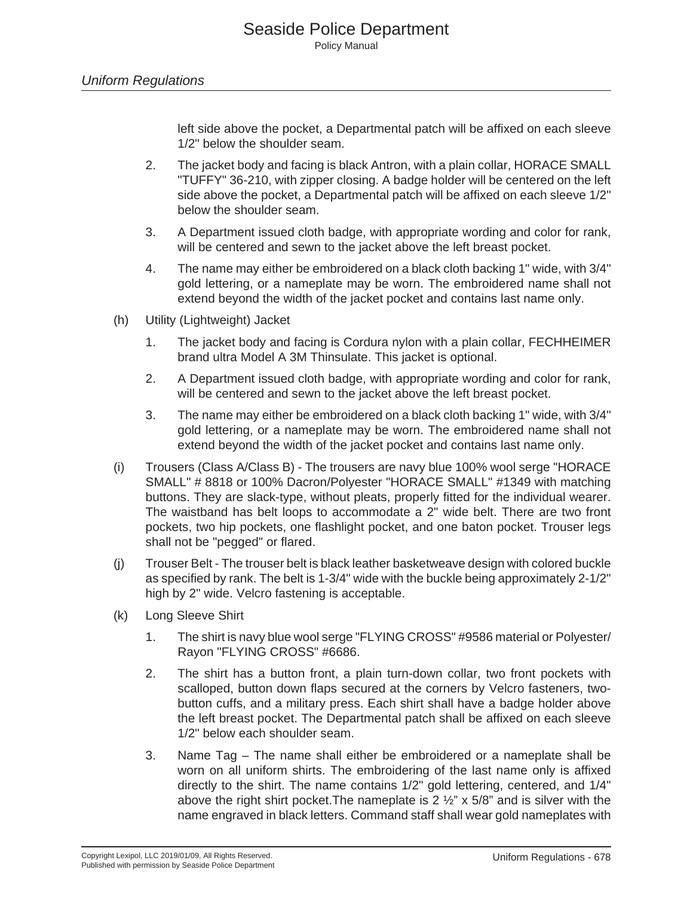left side above the pocket, a Departmental patch will be affixed on each sleeve 1/2" below the shoulder seam.

2. The jacket body and facing is black Antron, with a plain collar, HORACE SMALL "TUFFY" 36-210, with zipper closing. A badge holder will be centered on the left side above the pocket, a Departmental patch will be affixed on each sleeve 1/2" below the shoulder seam.

3. A Department issued cloth badge, with appropriate wording and color for rank, will be centered and sewn to the jacket above the left breast pocket.

4. The name may either be embroidered on a black cloth backing 1" wide, with 3/4" gold lettering, or a nameplate may be worn. The embroidered name shall not extend beyond the width of the jacket pocket and contains last name only.

(h) Utility (Lightweight) Jacket

1. The jacket body and facing is Cordura nylon with a plain collar, FECHHEIMER brand ultra Model A 3M Thinsulate. This jacket is optional.

2. A Department issued cloth badge, with appropriate wording and color for rank, will be centered and sewn to the jacket above the left breast pocket.

3. The name may either be embroidered on a black cloth backing 1" wide, with 3/4" gold lettering, or a nameplate may be worn. The embroidered name shall not extend beyond the width of the jacket pocket and contains last name only.

(i) Trousers (Class A/Class B) - The trousers are navy blue 100% wool serge "HORACE SMALL" # 8818 or 100% Dacron/Polyester "HORACE SMALL" #1349 with matching buttons. They are slack-type, without pleats, properly fitted for the individual wearer. The waistband has belt loops to accommodate a 2" wide belt. There are two front pockets, two hip pockets, one flashlight pocket, and one baton pocket. Trouser legs shall not be "pegged" or flared.

(j) Trouser Belt - The trouser belt is black leather basketweave design with colored buckle as specified by rank. The belt is 1-3/4" wide with the buckle being approximately 2-1/2" high by 2" wide. Velcro fastening is acceptable.

(k) Long Sleeve Shirt

1. The shirt is navy blue wool serge "FLYING CROSS" #9586 material or Polyester/ Rayon "FLYING CROSS" #6686.

2. The shirt has a button front, a plain turn-down collar, two front pockets with scalloped, button down flaps secured at the corners by Velcro fasteners, two-button cuffs, and a military press. Each shirt shall have a badge holder above the left breast pocket. The Departmental patch shall be affixed on each sleeve 1/2" below each shoulder seam.

3. Name Tag – The name shall either be embroidered or a nameplate shall be worn on all uniform shirts. The embroidering of the last name only is affixed directly to the shirt. The name contains 1/2" gold lettering, centered, and 1/4" above the right shirt pocket.The nameplate is 2 ½” x 5/8” and is silver with the name engraved in black letters. Command staff shall wear gold nameplates with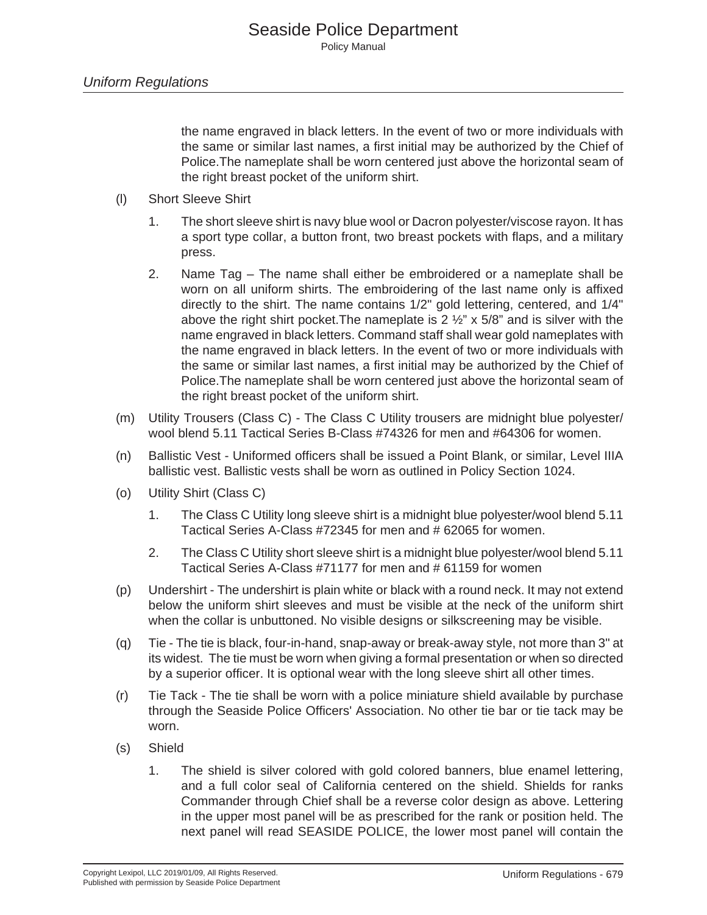the name engraved in black letters. In the event of two or more individuals with the same or similar last names, a first initial may be authorized by the Chief of Police.The nameplate shall be worn centered just above the horizontal seam of the right breast pocket of the uniform shirt.

(l) Short Sleeve Shirt

1. The short sleeve shirt is navy blue wool or Dacron polyester/viscose rayon. It has a sport type collar, a button front, two breast pockets with flaps, and a military press.

2. Name Tag – The name shall either be embroidered or a nameplate shall be worn on all uniform shirts. The embroidering of the last name only is affixed directly to the shirt. The name contains 1/2" gold lettering, centered, and 1/4" above the right shirt pocket.The nameplate is 2 ½" x 5/8" and is silver with the name engraved in black letters. Command staff shall wear gold nameplates with the name engraved in black letters. In the event of two or more individuals with the same or similar last names, a first initial may be authorized by the Chief of Police.The nameplate shall be worn centered just above the horizontal seam of the right breast pocket of the uniform shirt.

(m) Utility Trousers (Class C) - The Class C Utility trousers are midnight blue polyester/wool blend 5.11 Tactical Series B-Class #74326 for men and #64306 for women.

(n) Ballistic Vest - Uniformed officers shall be issued a Point Blank, or similar, Level IIIA ballistic vest. Ballistic vests shall be worn as outlined in Policy Section 1024.

(o) Utility Shirt (Class C)

1. The Class C Utility long sleeve shirt is a midnight blue polyester/wool blend 5.11 Tactical Series A-Class #72345 for men and # 62065 for women.

2. The Class C Utility short sleeve shirt is a midnight blue polyester/wool blend 5.11 Tactical Series A-Class #71177 for men and # 61159 for women

(p) Undershirt - The undershirt is plain white or black with a round neck. It may not extend below the uniform shirt sleeves and must be visible at the neck of the uniform shirt when the collar is unbuttoned. No visible designs or silkscreening may be visible.

(q) Tie - The tie is black, four-in-hand, snap-away or break-away style, not more than 3" at its widest. The tie must be worn when giving a formal presentation or when so directed by a superior officer. It is optional wear with the long sleeve shirt all other times.

(r) Tie Tack - The tie shall be worn with a police miniature shield available by purchase through the Seaside Police Officers' Association. No other tie bar or tie tack may be worn.

(s) Shield

1. The shield is silver colored with gold colored banners, blue enamel lettering, and a full color seal of California centered on the shield. Shields for ranks Commander through Chief shall be a reverse color design as above. Lettering in the upper most panel will be as prescribed for the rank or position held. The next panel will read SEASIDE POLICE, the lower most panel will contain the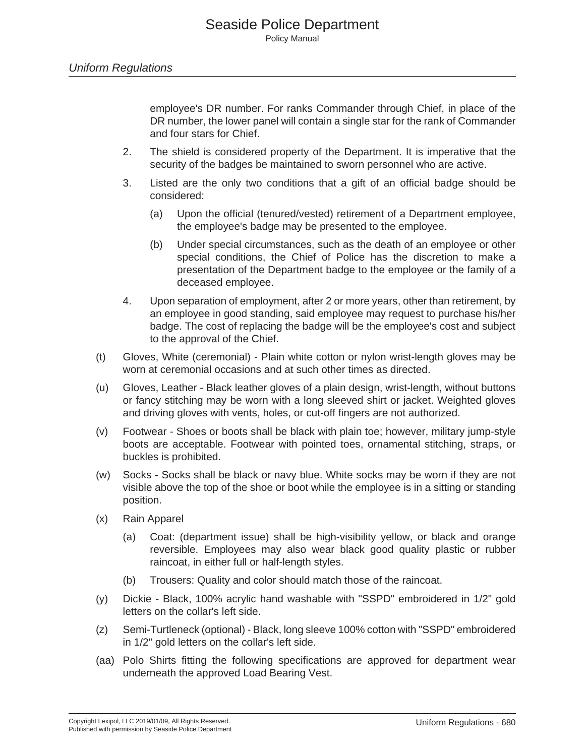employee's DR number. For ranks Commander through Chief, in place of the DR number, the lower panel will contain a single star for the rank of Commander and four stars for Chief.

2. The shield is considered property of the Department. It is imperative that the security of the badges be maintained to sworn personnel who are active.

3. Listed are the only two conditions that a gift of an official badge should be considered:

   (a) Upon the official (tenured/vested) retirement of a Department employee, the employee's badge may be presented to the employee.

   (b) Under special circumstances, such as the death of an employee or other special conditions, the Chief of Police has the discretion to make a presentation of the Department badge to the employee or the family of a deceased employee.

4. Upon separation of employment, after 2 or more years, other than retirement, by an employee in good standing, said employee may request to purchase his/her badge. The cost of replacing the badge will be the employee's cost and subject to the approval of the Chief.

(t) Gloves, White (ceremonial) - Plain white cotton or nylon wrist-length gloves may be worn at ceremonial occasions and at such other times as directed.

(u) Gloves, Leather - Black leather gloves of a plain design, wrist-length, without buttons or fancy stitching may be worn with a long sleeved shirt or jacket. Weighted gloves and driving gloves with vents, holes, or cut-off fingers are not authorized.

(v) Footwear - Shoes or boots shall be black with plain toe; however, military jump-style boots are acceptable. Footwear with pointed toes, ornamental stitching, straps, or buckles is prohibited.

(w) Socks - Socks shall be black or navy blue. White socks may be worn if they are not visible above the top of the shoe or boot while the employee is in a sitting or standing position.

(x) Rain Apparel

   (a) Coat: (department issue) shall be high-visibility yellow, or black and orange reversible. Employees may also wear black good quality plastic or rubber raincoat, in either full or half-length styles.

   (b) Trousers: Quality and color should match those of the raincoat.

(y) Dickie - Black, 100% acrylic hand washable with "SSPD" embroidered in 1/2" gold letters on the collar's left side.

(z) Semi-Turtleneck (optional) - Black, long sleeve 100% cotton with "SSPD" embroidered in 1/2" gold letters on the collar's left side.

(aa) Polo Shirts fitting the following specifications are approved for department wear underneath the approved Load Bearing Vest.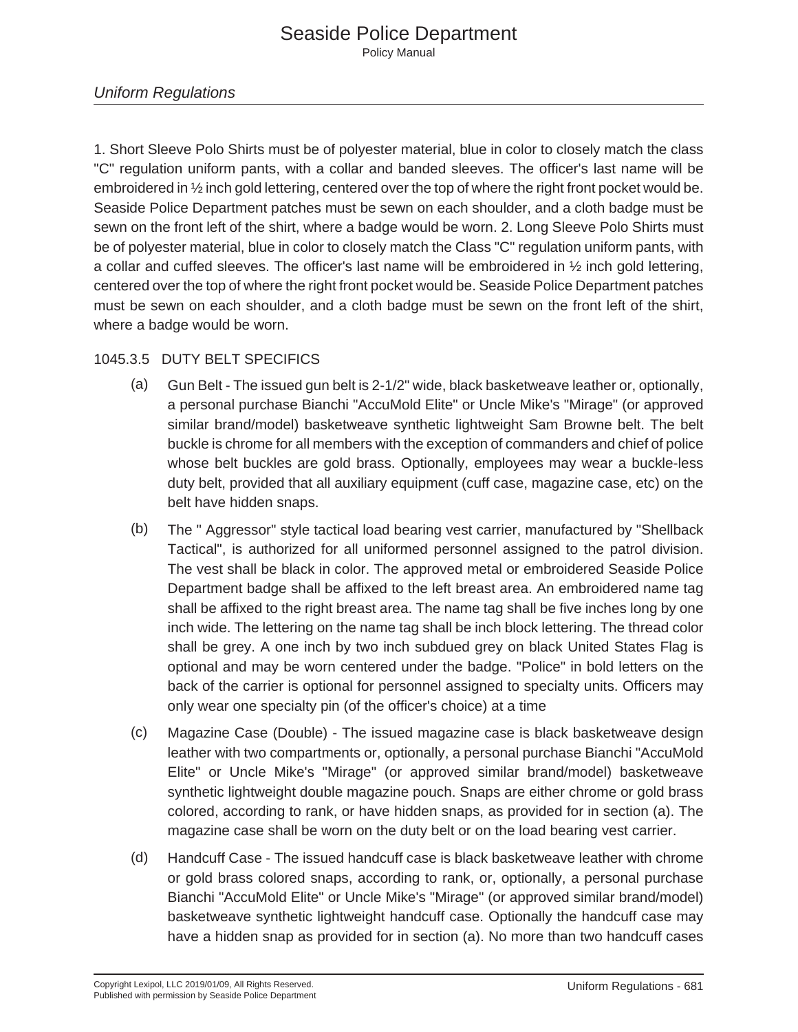1. Short Sleeve Polo Shirts must be of polyester material, blue in color to closely match the class "C" regulation uniform pants, with a collar and banded sleeves. The officer's last name will be embroidered in ½ inch gold lettering, centered over the top of where the right front pocket would be. Seaside Police Department patches must be sewn on each shoulder, and a cloth badge must be sewn on the front left of the shirt, where a badge would be worn. 2. Long Sleeve Polo Shirts must be of polyester material, blue in color to closely match the Class "C" regulation uniform pants, with a collar and cuffed sleeves. The officer's last name will be embroidered in ½ inch gold lettering, centered over the top of where the right front pocket would be. Seaside Police Department patches must be sewn on each shoulder, and a cloth badge must be sewn on the front left of the shirt, where a badge would be worn.

### 1045.3.5 DUTY BELT SPECIFICS

(a) Gun Belt - The issued gun belt is 2-1/2" wide, black basketweave leather or, optionally, a personal purchase Bianchi "AccuMold Elite" or Uncle Mike's "Mirage" (or approved similar brand/model) basketweave synthetic lightweight Sam Browne belt. The belt buckle is chrome for all members with the exception of commanders and chief of police whose belt buckles are gold brass. Optionally, employees may wear a buckle-less duty belt, provided that all auxiliary equipment (cuff case, magazine case, etc) on the belt have hidden snaps.

(b) The " Aggressor" style tactical load bearing vest carrier, manufactured by "Shellback Tactical", is authorized for all uniformed personnel assigned to the patrol division. The vest shall be black in color. The approved metal or embroidered Seaside Police Department badge shall be affixed to the left breast area. An embroidered name tag shall be affixed to the right breast area. The name tag shall be five inches long by one inch wide. The lettering on the name tag shall be inch block lettering. The thread color shall be grey. A one inch by two inch subdued grey on black United States Flag is optional and may be worn centered under the badge. "Police" in bold letters on the back of the carrier is optional for personnel assigned to specialty units. Officers may only wear one specialty pin (of the officer's choice) at a time

(c) Magazine Case (Double) - The issued magazine case is black basketweave design leather with two compartments or, optionally, a personal purchase Bianchi "AccuMold Elite" or Uncle Mike's "Mirage" (or approved similar brand/model) basketweave synthetic lightweight double magazine pouch. Snaps are either chrome or gold brass colored, according to rank, or have hidden snaps, as provided for in section (a). The magazine case shall be worn on the duty belt or on the load bearing vest carrier.

(d) Handcuff Case - The issued handcuff case is black basketweave leather with chrome or gold brass colored snaps, according to rank, or, optionally, a personal purchase Bianchi "AccuMold Elite" or Uncle Mike's "Mirage" (or approved similar brand/model) basketweave synthetic lightweight handcuff case. Optionally the handcuff case may have a hidden snap as provided for in section (a). No more than two handcuff cases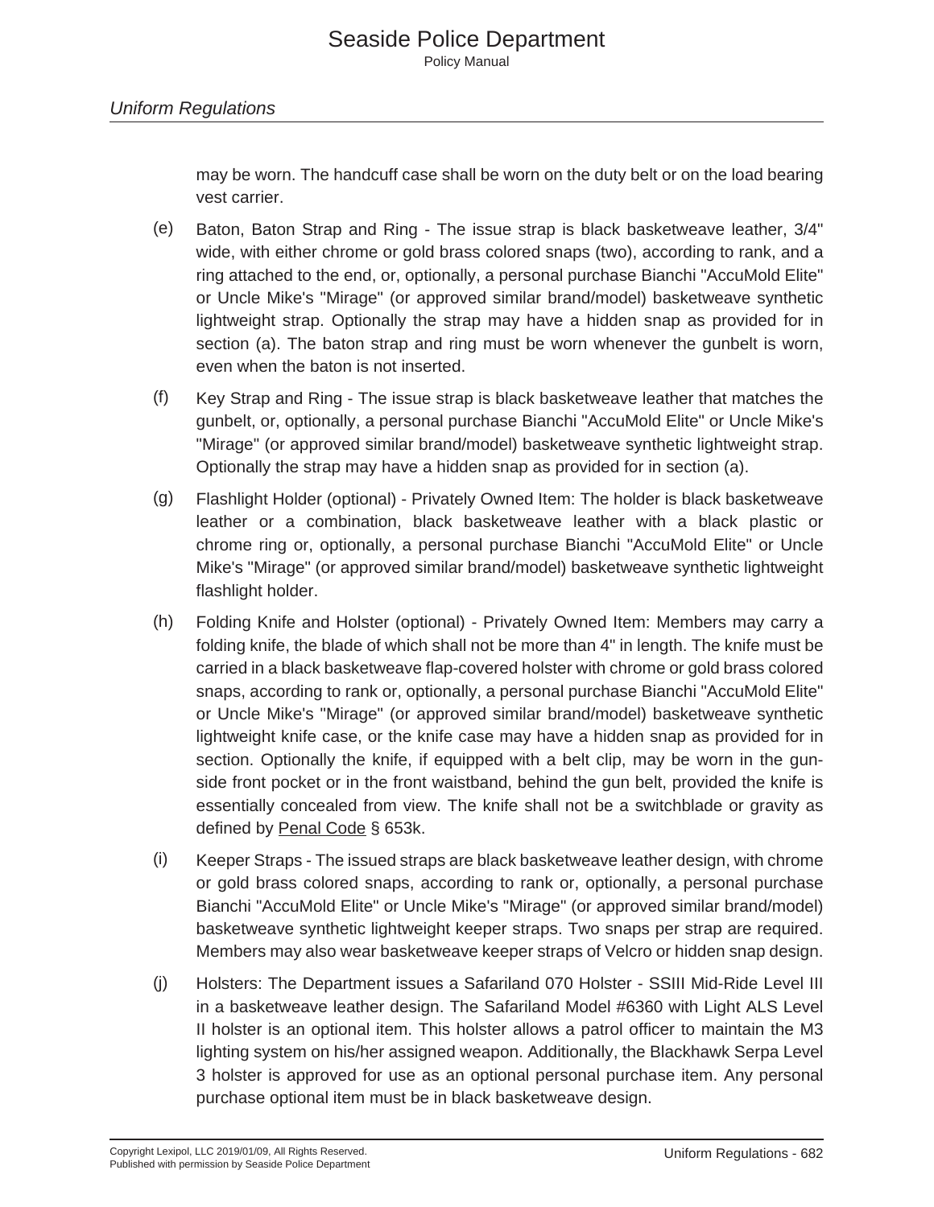may be worn. The handcuff case shall be worn on the duty belt or on the load bearing vest carrier.

(e) Baton, Baton Strap and Ring - The issue strap is black basketweave leather, 3/4" wide, with either chrome or gold brass colored snaps (two), according to rank, and a ring attached to the end, or, optionally, a personal purchase Bianchi "AccuMold Elite" or Uncle Mike's "Mirage" (or approved similar brand/model) basketweave synthetic lightweight strap. Optionally the strap may have a hidden snap as provided for in section (a). The baton strap and ring must be worn whenever the gunbelt is worn, even when the baton is not inserted.

(f) Key Strap and Ring - The issue strap is black basketweave leather that matches the gunbelt, or, optionally, a personal purchase Bianchi "AccuMold Elite" or Uncle Mike's "Mirage" (or approved similar brand/model) basketweave synthetic lightweight strap. Optionally the strap may have a hidden snap as provided for in section (a).

(g) Flashlight Holder (optional) - Privately Owned Item: The holder is black basketweave leather or a combination, black basketweave leather with a black plastic or chrome ring or, optionally, a personal purchase Bianchi "AccuMold Elite" or Uncle Mike's "Mirage" (or approved similar brand/model) basketweave synthetic lightweight flashlight holder.

(h) Folding Knife and Holster (optional) - Privately Owned Item: Members may carry a folding knife, the blade of which shall not be more than 4" in length. The knife must be carried in a black basketweave flap-covered holster with chrome or gold brass colored snaps, according to rank or, optionally, a personal purchase Bianchi "AccuMold Elite" or Uncle Mike's "Mirage" (or approved similar brand/model) basketweave synthetic lightweight knife case, or the knife case may have a hidden snap as provided for in section. Optionally the knife, if equipped with a belt clip, may be worn in the gun-side front pocket or in the front waistband, behind the gun belt, provided the knife is essentially concealed from view. The knife shall not be a switchblade or gravity as defined by Penal Code § 653k.

(i) Keeper Straps - The issued straps are black basketweave leather design, with chrome or gold brass colored snaps, according to rank or, optionally, a personal purchase Bianchi "AccuMold Elite" or Uncle Mike's "Mirage" (or approved similar brand/model) basketweave synthetic lightweight keeper straps. Two snaps per strap are required. Members may also wear basketweave keeper straps of Velcro or hidden snap design.

(j) Holsters: The Department issues a Safariland 070 Holster - SSIII Mid-Ride Level III in a basketweave leather design. The Safariland Model #6360 with Light ALS Level II holster is an optional item. This holster allows a patrol officer to maintain the M3 lighting system on his/her assigned weapon. Additionally, the Blackhawk Serpa Level 3 holster is approved for use as an optional personal purchase item. Any personal purchase optional item must be in black basketweave design.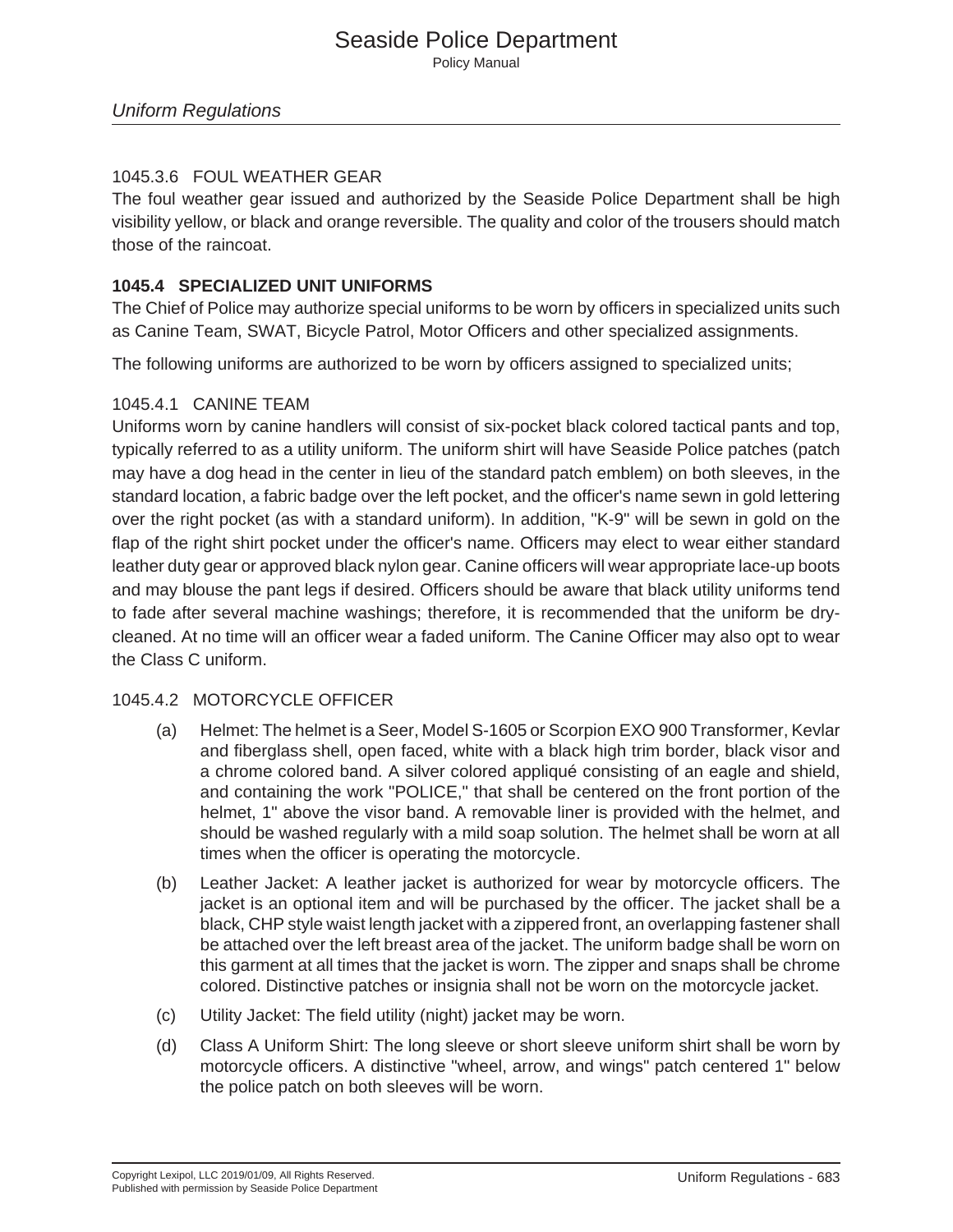## Uniform Regulations

### 1045.3.6 FOUL WEATHER GEAR

The foul weather gear issued and authorized by the Seaside Police Department shall be high visibility yellow, or black and orange reversible. The quality and color of the trousers should match those of the raincoat.

### **1045.4 SPECIALIZED UNIT UNIFORMS**

The Chief of Police may authorize special uniforms to be worn by officers in specialized units such as Canine Team, SWAT, Bicycle Patrol, Motor Officers and other specialized assignments.

The following uniforms are authorized to be worn by officers assigned to specialized units;

### 1045.4.1 CANINE TEAM

Uniforms worn by canine handlers will consist of six-pocket black colored tactical pants and top, typically referred to as a utility uniform. The uniform shirt will have Seaside Police patches (patch may have a dog head in the center in lieu of the standard patch emblem) on both sleeves, in the standard location, a fabric badge over the left pocket, and the officer's name sewn in gold lettering over the right pocket (as with a standard uniform). In addition, "K-9" will be sewn in gold on the flap of the right shirt pocket under the officer's name. Officers may elect to wear either standard leather duty gear or approved black nylon gear. Canine officers will wear appropriate lace-up boots and may blouse the pant legs if desired. Officers should be aware that black utility uniforms tend to fade after several machine washings; therefore, it is recommended that the uniform be dry-cleaned. At no time will an officer wear a faded uniform. The Canine Officer may also opt to wear the Class C uniform.

### 1045.4.2 MOTORCYCLE OFFICER

(a) Helmet: The helmet is a Seer, Model S-1605 or Scorpion EXO 900 Transformer, Kevlar and fiberglass shell, open faced, white with a black high trim border, black visor and a chrome colored band. A silver colored appliqué consisting of an eagle and shield, and containing the work "POLICE," that shall be centered on the front portion of the helmet, 1" above the visor band. A removable liner is provided with the helmet, and should be washed regularly with a mild soap solution. The helmet shall be worn at all times when the officer is operating the motorcycle.

(b) Leather Jacket: A leather jacket is authorized for wear by motorcycle officers. The jacket is an optional item and will be purchased by the officer. The jacket shall be a black, CHP style waist length jacket with a zippered front, an overlapping fastener shall be attached over the left breast area of the jacket. The uniform badge shall be worn on this garment at all times that the jacket is worn. The zipper and snaps shall be chrome colored. Distinctive patches or insignia shall not be worn on the motorcycle jacket.

(c) Utility Jacket: The field utility (night) jacket may be worn.

(d) Class A Uniform Shirt: The long sleeve or short sleeve uniform shirt shall be worn by motorcycle officers. A distinctive "wheel, arrow, and wings" patch centered 1" below the police patch on both sleeves will be worn.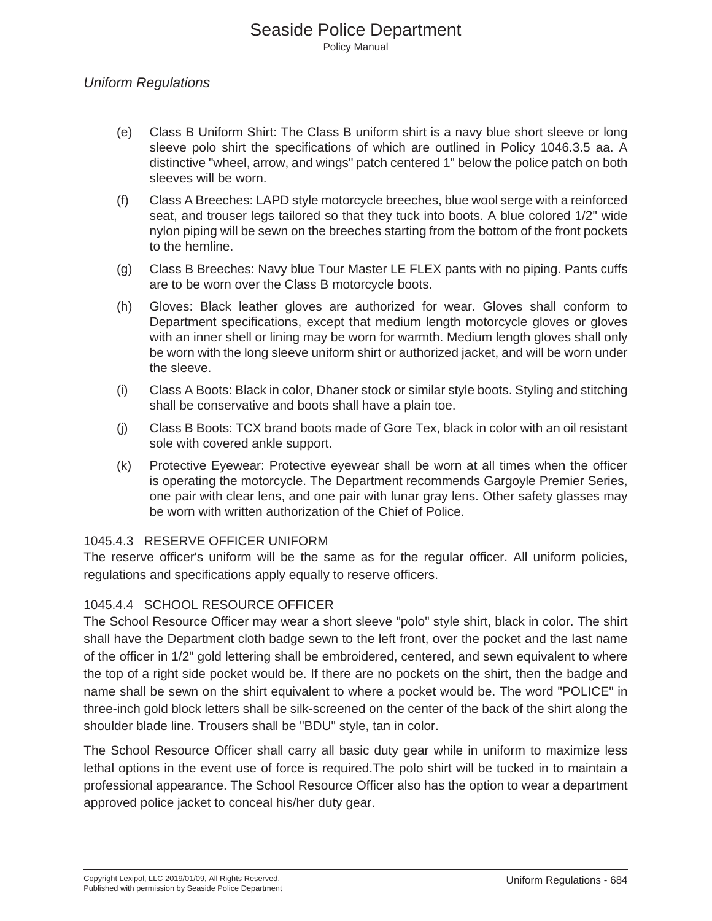(e) Class B Uniform Shirt: The Class B uniform shirt is a navy blue short sleeve or long sleeve polo shirt the specifications of which are outlined in Policy 1046.3.5 aa. A distinctive "wheel, arrow, and wings" patch centered 1" below the police patch on both sleeves will be worn.

(f) Class A Breeches: LAPD style motorcycle breeches, blue wool serge with a reinforced seat, and trouser legs tailored so that they tuck into boots. A blue colored 1/2" wide nylon piping will be sewn on the breeches starting from the bottom of the front pockets to the hemline.

(g) Class B Breeches: Navy blue Tour Master LE FLEX pants with no piping. Pants cuffs are to be worn over the Class B motorcycle boots.

(h) Gloves: Black leather gloves are authorized for wear. Gloves shall conform to Department specifications, except that medium length motorcycle gloves or gloves with an inner shell or lining may be worn for warmth. Medium length gloves shall only be worn with the long sleeve uniform shirt or authorized jacket, and will be worn under the sleeve.

(i) Class A Boots: Black in color, Dhaner stock or similar style boots. Styling and stitching shall be conservative and boots shall have a plain toe.

(j) Class B Boots: TCX brand boots made of Gore Tex, black in color with an oil resistant sole with covered ankle support.

(k) Protective Eyewear: Protective eyewear shall be worn at all times when the officer is operating the motorcycle. The Department recommends Gargoyle Premier Series, one pair with clear lens, and one pair with lunar gray lens. Other safety glasses may be worn with written authorization of the Chief of Police.

### 1045.4.3 RESERVE OFFICER UNIFORM

The reserve officer's uniform will be the same as for the regular officer. All uniform policies, regulations and specifications apply equally to reserve officers.

### 1045.4.4 SCHOOL RESOURCE OFFICER

The School Resource Officer may wear a short sleeve "polo" style shirt, black in color. The shirt shall have the Department cloth badge sewn to the left front, over the pocket and the last name of the officer in 1/2" gold lettering shall be embroidered, centered, and sewn equivalent to where the top of a right side pocket would be. If there are no pockets on the shirt, then the badge and name shall be sewn on the shirt equivalent to where a pocket would be. The word "POLICE" in three-inch gold block letters shall be silk-screened on the center of the back of the shirt along the shoulder blade line. Trousers shall be "BDU" style, tan in color.

The School Resource Officer shall carry all basic duty gear while in uniform to maximize less lethal options in the event use of force is required.The polo shirt will be tucked in to maintain a professional appearance. The School Resource Officer also has the option to wear a department approved police jacket to conceal his/her duty gear.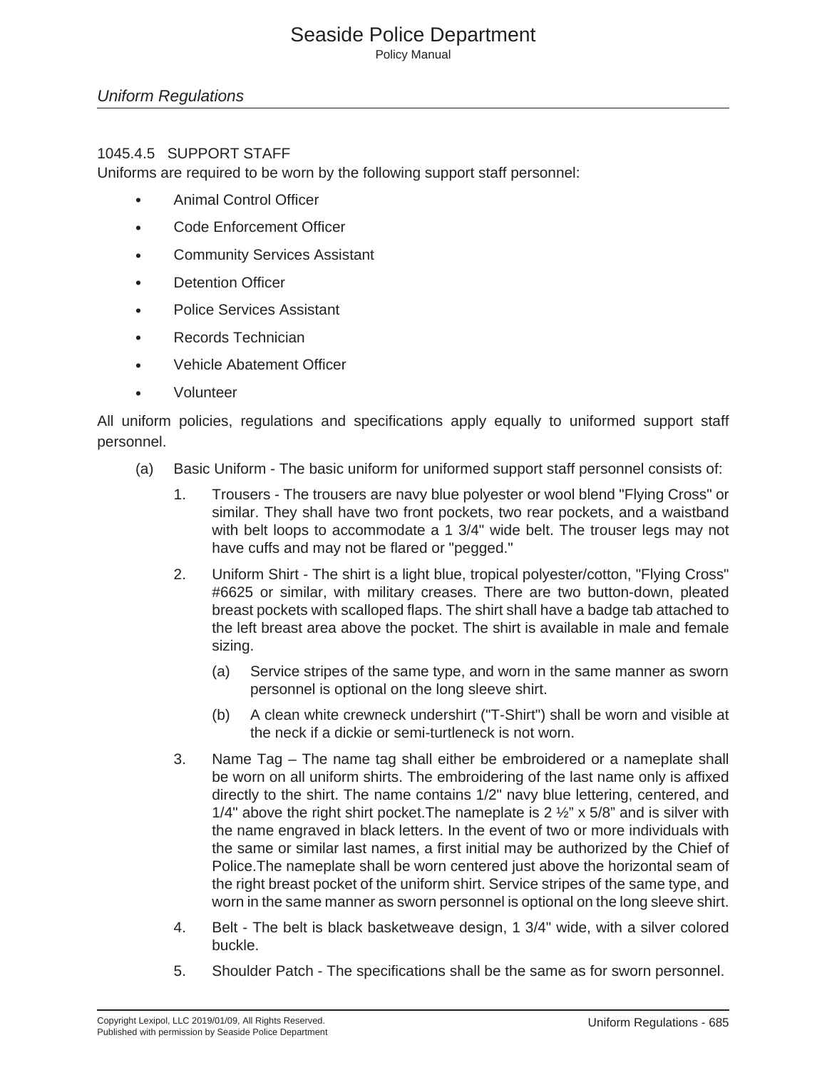### 1045.4.5 SUPPORT STAFF

Uniforms are required to be worn by the following support staff personnel:

- Animal Control Officer
- Code Enforcement Officer
- Community Services Assistant
- Detention Officer
- Police Services Assistant
- Records Technician
- Vehicle Abatement Officer
- Volunteer

All uniform policies, regulations and specifications apply equally to uniformed support staff personnel.

(a) Basic Uniform - The basic uniform for uniformed support staff personnel consists of:

1. Trousers - The trousers are navy blue polyester or wool blend "Flying Cross" or similar. They shall have two front pockets, two rear pockets, and a waistband with belt loops to accommodate a 1 3/4" wide belt. The trouser legs may not have cuffs and may not be flared or "pegged."

2. Uniform Shirt - The shirt is a light blue, tropical polyester/cotton, "Flying Cross" #6625 or similar, with military creases. There are two button-down, pleated breast pockets with scalloped flaps. The shirt shall have a badge tab attached to the left breast area above the pocket. The shirt is available in male and female sizing.

    (a) Service stripes of the same type, and worn in the same manner as sworn personnel is optional on the long sleeve shirt.

    (b) A clean white crewneck undershirt ("T-Shirt") shall be worn and visible at the neck if a dickie or semi-turtleneck is not worn.

3. Name Tag – The name tag shall either be embroidered or a nameplate shall be worn on all uniform shirts. The embroidering of the last name only is affixed directly to the shirt. The name contains 1/2" navy blue lettering, centered, and 1/4" above the right shirt pocket.The nameplate is 2 ½” x 5/8” and is silver with the name engraved in black letters. In the event of two or more individuals with the same or similar last names, a first initial may be authorized by the Chief of Police.The nameplate shall be worn centered just above the horizontal seam of the right breast pocket of the uniform shirt. Service stripes of the same type, and worn in the same manner as sworn personnel is optional on the long sleeve shirt.

4. Belt - The belt is black basketweave design, 1 3/4" wide, with a silver colored buckle.

5. Shoulder Patch - The specifications shall be the same as for sworn personnel.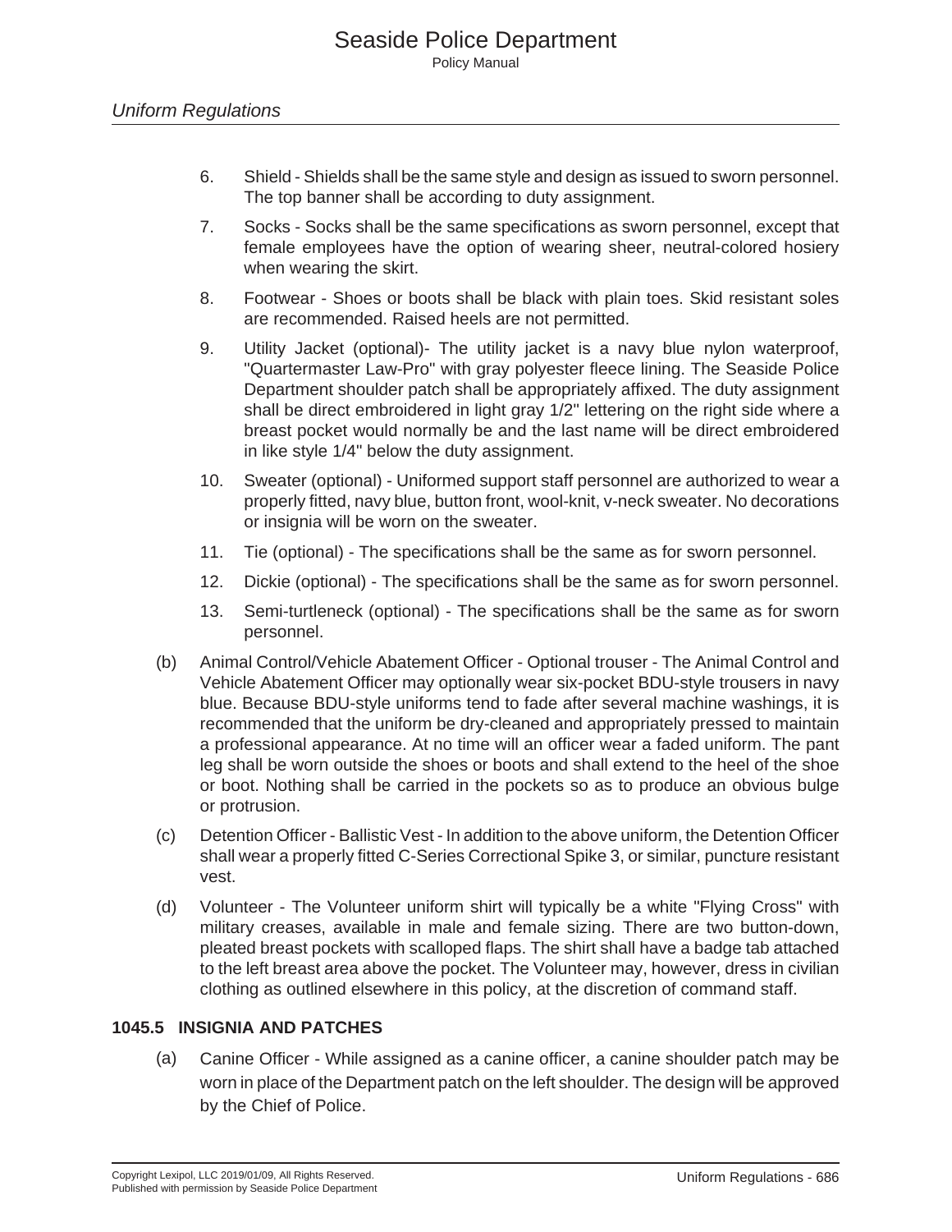6. Shield - Shields shall be the same style and design as issued to sworn personnel. The top banner shall be according to duty assignment.

7. Socks - Socks shall be the same specifications as sworn personnel, except that female employees have the option of wearing sheer, neutral-colored hosiery when wearing the skirt.

8. Footwear - Shoes or boots shall be black with plain toes. Skid resistant soles are recommended. Raised heels are not permitted.

9. Utility Jacket (optional)- The utility jacket is a navy blue nylon waterproof, "Quartermaster Law-Pro" with gray polyester fleece lining. The Seaside Police Department shoulder patch shall be appropriately affixed. The duty assignment shall be direct embroidered in light gray 1/2" lettering on the right side where a breast pocket would normally be and the last name will be direct embroidered in like style 1/4" below the duty assignment.

10. Sweater (optional) - Uniformed support staff personnel are authorized to wear a properly fitted, navy blue, button front, wool-knit, v-neck sweater. No decorations or insignia will be worn on the sweater.

11. Tie (optional) - The specifications shall be the same as for sworn personnel.

12. Dickie (optional) - The specifications shall be the same as for sworn personnel.

13. Semi-turtleneck (optional) - The specifications shall be the same as for sworn personnel.

(b) Animal Control/Vehicle Abatement Officer - Optional trouser - The Animal Control and Vehicle Abatement Officer may optionally wear six-pocket BDU-style trousers in navy blue. Because BDU-style uniforms tend to fade after several machine washings, it is recommended that the uniform be dry-cleaned and appropriately pressed to maintain a professional appearance. At no time will an officer wear a faded uniform. The pant leg shall be worn outside the shoes or boots and shall extend to the heel of the shoe or boot. Nothing shall be carried in the pockets so as to produce an obvious bulge or protrusion.

(c) Detention Officer - Ballistic Vest - In addition to the above uniform, the Detention Officer shall wear a properly fitted C-Series Correctional Spike 3, or similar, puncture resistant vest.

(d) Volunteer - The Volunteer uniform shirt will typically be a white "Flying Cross" with military creases, available in male and female sizing. There are two button-down, pleated breast pockets with scalloped flaps. The shirt shall have a badge tab attached to the left breast area above the pocket. The Volunteer may, however, dress in civilian clothing as outlined elsewhere in this policy, at the discretion of command staff.

## 1045.5 INSIGNIA AND PATCHES

(a) Canine Officer - While assigned as a canine officer, a canine shoulder patch may be worn in place of the Department patch on the left shoulder. The design will be approved by the Chief of Police.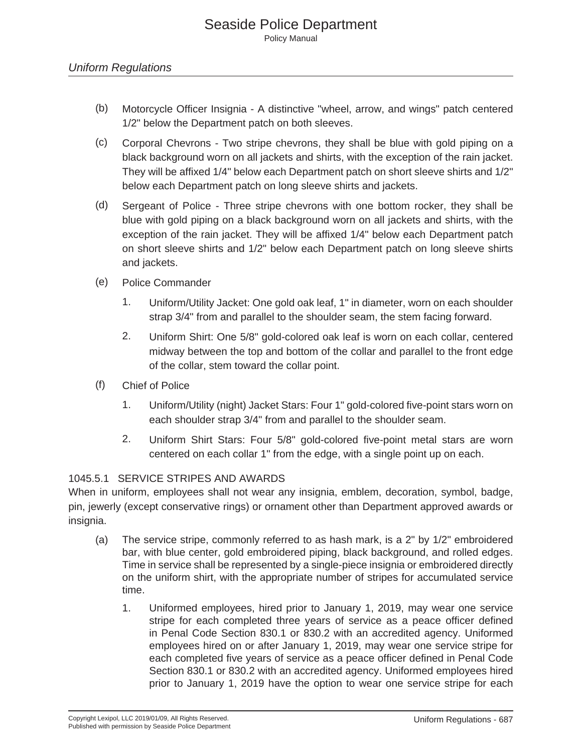(b) Motorcycle Officer Insignia - A distinctive "wheel, arrow, and wings" patch centered 1/2" below the Department patch on both sleeves.

(c) Corporal Chevrons - Two stripe chevrons, they shall be blue with gold piping on a black background worn on all jackets and shirts, with the exception of the rain jacket. They will be affixed 1/4" below each Department patch on short sleeve shirts and 1/2" below each Department patch on long sleeve shirts and jackets.

(d) Sergeant of Police - Three stripe chevrons with one bottom rocker, they shall be blue with gold piping on a black background worn on all jackets and shirts, with the exception of the rain jacket. They will be affixed 1/4" below each Department patch on short sleeve shirts and 1/2" below each Department patch on long sleeve shirts and jackets.

(e) Police Commander

1. Uniform/Utility Jacket: One gold oak leaf, 1" in diameter, worn on each shoulder strap 3/4" from and parallel to the shoulder seam, the stem facing forward.

2. Uniform Shirt: One 5/8" gold-colored oak leaf is worn on each collar, centered midway between the top and bottom of the collar and parallel to the front edge of the collar, stem toward the collar point.

(f) Chief of Police

1. Uniform/Utility (night) Jacket Stars: Four 1" gold-colored five-point stars worn on each shoulder strap 3/4" from and parallel to the shoulder seam.

2. Uniform Shirt Stars: Four 5/8" gold-colored five-point metal stars are worn centered on each collar 1" from the edge, with a single point up on each.

### 1045.5.1 SERVICE STRIPES AND AWARDS

When in uniform, employees shall not wear any insignia, emblem, decoration, symbol, badge, pin, jewelry (except conservative rings) or ornament other than Department approved awards or insignia.

(a) The service stripe, commonly referred to as hash mark, is a 2" by 1/2" embroidered bar, with blue center, gold embroidered piping, black background, and rolled edges. Time in service shall be represented by a single-piece insignia or embroidered directly on the uniform shirt, with the appropriate number of stripes for accumulated service time.

1. Uniformed employees, hired prior to January 1, 2019, may wear one service stripe for each completed three years of service as a peace officer defined in Penal Code Section 830.1 or 830.2 with an accredited agency. Uniformed employees hired on or after January 1, 2019, may wear one service stripe for each completed five years of service as a peace officer defined in Penal Code Section 830.1 or 830.2 with an accredited agency. Uniformed employees hired prior to January 1, 2019 have the option to wear one service stripe for each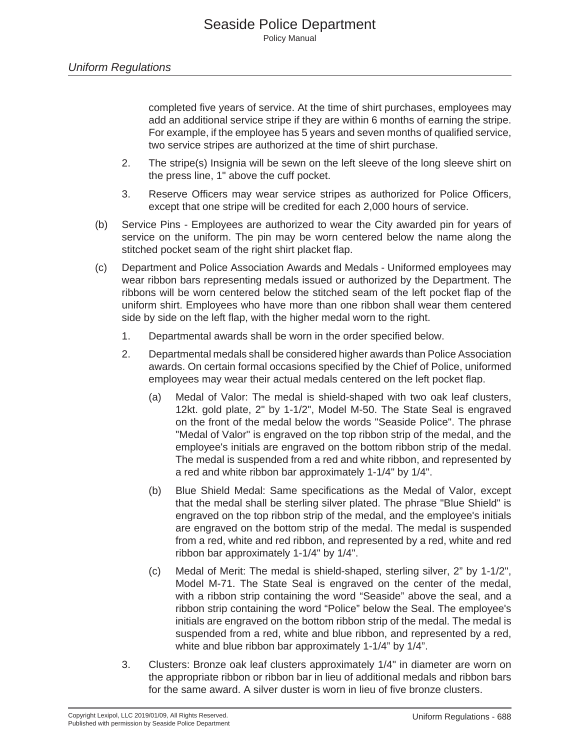completed five years of service. At the time of shirt purchases, employees may add an additional service stripe if they are within 6 months of earning the stripe. For example, if the employee has 5 years and seven months of qualified service, two service stripes are authorized at the time of shirt purchase.

2. The stripe(s) Insignia will be sewn on the left sleeve of the long sleeve shirt on the press line, 1" above the cuff pocket.

3. Reserve Officers may wear service stripes as authorized for Police Officers, except that one stripe will be credited for each 2,000 hours of service.

(b) Service Pins - Employees are authorized to wear the City awarded pin for years of service on the uniform. The pin may be worn centered below the name along the stitched pocket seam of the right shirt placket flap.

(c) Department and Police Association Awards and Medals - Uniformed employees may wear ribbon bars representing medals issued or authorized by the Department. The ribbons will be worn centered below the stitched seam of the left pocket flap of the uniform shirt. Employees who have more than one ribbon shall wear them centered side by side on the left flap, with the higher medal worn to the right.

1. Departmental awards shall be worn in the order specified below.

2. Departmental medals shall be considered higher awards than Police Association awards. On certain formal occasions specified by the Chief of Police, uniformed employees may wear their actual medals centered on the left pocket flap.

   (a) Medal of Valor: The medal is shield-shaped with two oak leaf clusters, 12kt. gold plate, 2" by 1-1/2", Model M-50. The State Seal is engraved on the front of the medal below the words "Seaside Police". The phrase "Medal of Valor" is engraved on the top ribbon strip of the medal, and the employee's initials are engraved on the bottom ribbon strip of the medal. The medal is suspended from a red and white ribbon, and represented by a red and white ribbon bar approximately 1-1/4" by 1/4".

   (b) Blue Shield Medal: Same specifications as the Medal of Valor, except that the medal shall be sterling silver plated. The phrase "Blue Shield" is engraved on the top ribbon strip of the medal, and the employee's initials are engraved on the bottom strip of the medal. The medal is suspended from a red, white and red ribbon, and represented by a red, white and red ribbon bar approximately 1-1/4" by 1/4".

   (c) Medal of Merit: The medal is shield-shaped, sterling silver, 2" by 1-1/2", Model M-71. The State Seal is engraved on the center of the medal, with a ribbon strip containing the word "Seaside" above the seal, and a ribbon strip containing the word "Police" below the Seal. The employee's initials are engraved on the bottom ribbon strip of the medal. The medal is suspended from a red, white and blue ribbon, and represented by a red, white and blue ribbon bar approximately 1-1/4" by 1/4".

3. Clusters: Bronze oak leaf clusters approximately 1/4" in diameter are worn on the appropriate ribbon or ribbon bar in lieu of additional medals and ribbon bars for the same award. A silver duster is worn in lieu of five bronze clusters.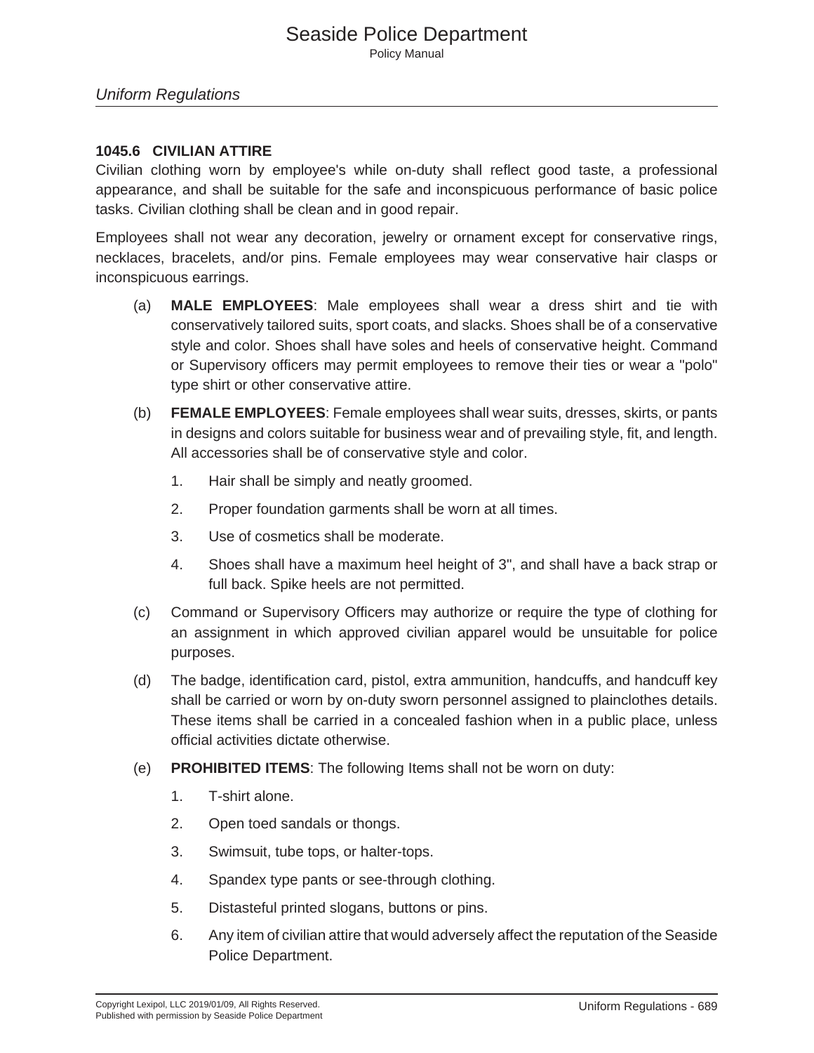### 1045.6 CIVILIAN ATTIRE

Civilian clothing worn by employee's while on-duty shall reflect good taste, a professional appearance, and shall be suitable for the safe and inconspicuous performance of basic police tasks. Civilian clothing shall be clean and in good repair.

Employees shall not wear any decoration, jewelry or ornament except for conservative rings, necklaces, bracelets, and/or pins. Female employees may wear conservative hair clasps or inconspicuous earrings.

(a) **MALE EMPLOYEES**: Male employees shall wear a dress shirt and tie with conservatively tailored suits, sport coats, and slacks. Shoes shall be of a conservative style and color. Shoes shall have soles and heels of conservative height. Command or Supervisory officers may permit employees to remove their ties or wear a "polo" type shirt or other conservative attire.

(b) **FEMALE EMPLOYEES**: Female employees shall wear suits, dresses, skirts, or pants in designs and colors suitable for business wear and of prevailing style, fit, and length. All accessories shall be of conservative style and color.

1. Hair shall be simply and neatly groomed.
2. Proper foundation garments shall be worn at all times.
3. Use of cosmetics shall be moderate.
4. Shoes shall have a maximum heel height of 3", and shall have a back strap or full back. Spike heels are not permitted.

(c) Command or Supervisory Officers may authorize or require the type of clothing for an assignment in which approved civilian apparel would be unsuitable for police purposes.

(d) The badge, identification card, pistol, extra ammunition, handcuffs, and handcuff key shall be carried or worn by on-duty sworn personnel assigned to plainclothes details. These items shall be carried in a concealed fashion when in a public place, unless official activities dictate otherwise.

(e) **PROHIBITED ITEMS**: The following Items shall not be worn on duty:

1. T-shirt alone.
2. Open toed sandals or thongs.
3. Swimsuit, tube tops, or halter-tops.
4. Spandex type pants or see-through clothing.
5. Distasteful printed slogans, buttons or pins.
6. Any item of civilian attire that would adversely affect the reputation of the Seaside Police Department.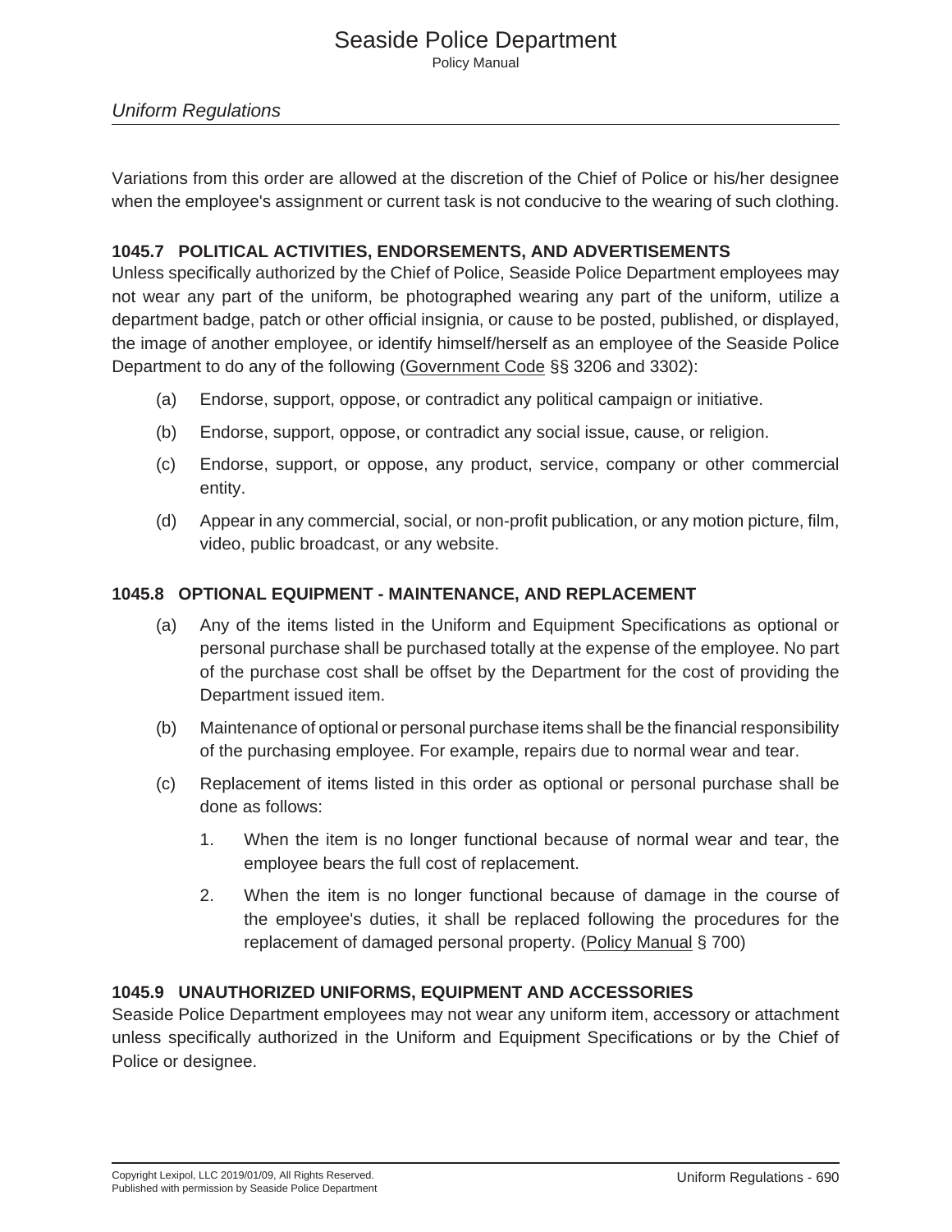Variations from this order are allowed at the discretion of the Chief of Police or his/her designee when the employee's assignment or current task is not conducive to the wearing of such clothing.

### 1045.7 POLITICAL ACTIVITIES, ENDORSEMENTS, AND ADVERTISEMENTS

Unless specifically authorized by the Chief of Police, Seaside Police Department employees may not wear any part of the uniform, be photographed wearing any part of the uniform, utilize a department badge, patch or other official insignia, or cause to be posted, published, or displayed, the image of another employee, or identify himself/herself as an employee of the Seaside Police Department to do any of the following (Government Code §§ 3206 and 3302):

(a) Endorse, support, oppose, or contradict any political campaign or initiative.

(b) Endorse, support, oppose, or contradict any social issue, cause, or religion.

(c) Endorse, support, or oppose, any product, service, company or other commercial entity.

(d) Appear in any commercial, social, or non-profit publication, or any motion picture, film, video, public broadcast, or any website.

### 1045.8 OPTIONAL EQUIPMENT - MAINTENANCE, AND REPLACEMENT

(a) Any of the items listed in the Uniform and Equipment Specifications as optional or personal purchase shall be purchased totally at the expense of the employee. No part of the purchase cost shall be offset by the Department for the cost of providing the Department issued item.

(b) Maintenance of optional or personal purchase items shall be the financial responsibility of the purchasing employee. For example, repairs due to normal wear and tear.

(c) Replacement of items listed in this order as optional or personal purchase shall be done as follows:

   1. When the item is no longer functional because of normal wear and tear, the employee bears the full cost of replacement.

   2. When the item is no longer functional because of damage in the course of the employee's duties, it shall be replaced following the procedures for the replacement of damaged personal property. (Policy Manual § 700)

### 1045.9 UNAUTHORIZED UNIFORMS, EQUIPMENT AND ACCESSORIES

Seaside Police Department employees may not wear any uniform item, accessory or attachment unless specifically authorized in the Uniform and Equipment Specifications or by the Chief of Police or designee.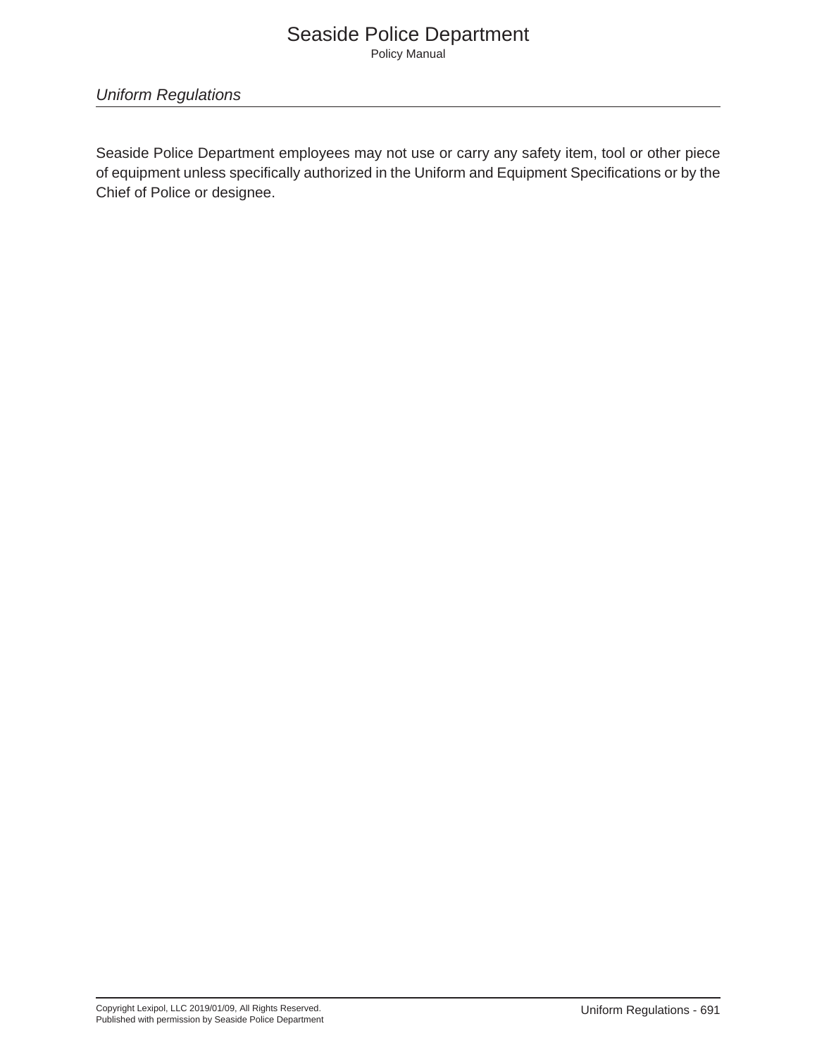Seaside Police Department employees may not use or carry any safety item, tool or other piece of equipment unless specifically authorized in the Uniform and Equipment Specifications or by the Chief of Police or designee.